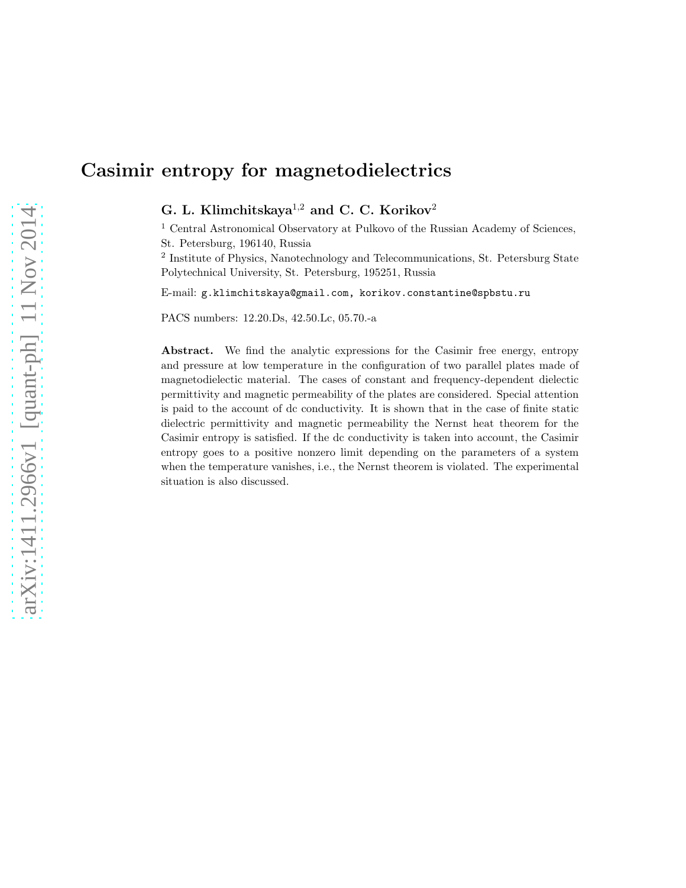# Casimir entropy for magnetodielectrics

**G. L. Klimchitskaya[1,2] and C. C. Korikov[2]**

[1] Central Astronomical Observatory at Pulkovo of the Russian Academy of Sciences, St. Petersburg, 196140, Russia

[2] Institute of Physics, Nanotechnology and Telecommunications, St. Petersburg State Polytechnical University, St. Petersburg, 195251, Russia

E-mail: g.klimchitskaya@gmail.com, korikov.constantine@spbstu.ru

PACS numbers: 12.20.Ds, 42.50.Lc, 05.70.-a

**Abstract.** We find the analytic expressions for the Casimir free energy, entropy and pressure at low temperature in the configuration of two parallel plates made of magnetodielectic material. The cases of constant and frequency-dependent dielectric permittivity and magnetic permeability of the plates are considered. Special attention is paid to the account of dc conductivity. It is shown that in the case of finite static dielectric permittivity and magnetic permeability the Nernst heat theorem for the Casimir entropy is satisfied. If the dc conductivity is taken into account, the Casimir entropy goes to a positive nonzero limit depending on the parameters of a system when the temperature vanishes, i.e., the Nernst theorem is violated. The experimental situation is also discussed.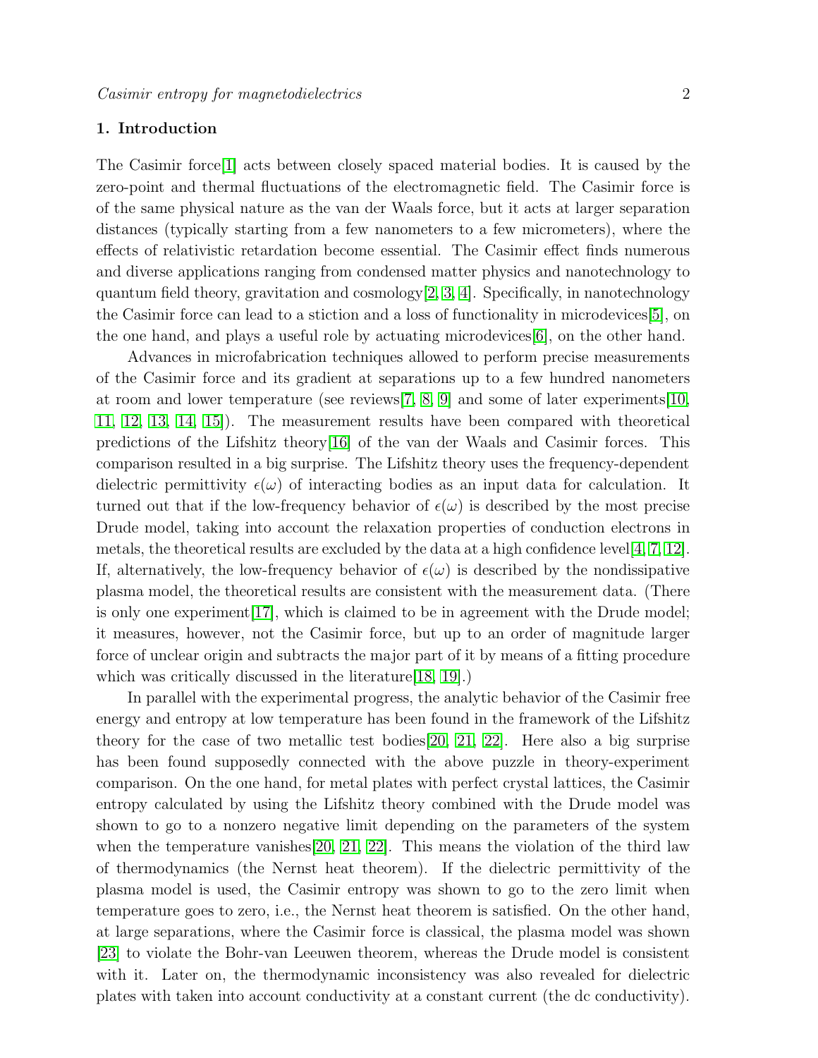## 1. Introduction

The Casimir force[1] acts between closely spaced material bodies. It is caused by the zero-point and thermal fluctuations of the electromagnetic field. The Casimir force is of the same physical nature as the van der Waals force, but it acts at larger separation distances (typically starting from a few nanometers to a few micrometers), where the effects of relativistic retardation become essential. The Casimir effect finds numerous and diverse applications ranging from condensed matter physics and nanotechnology to quantum field theory, gravitation and cosmology[2, 3, 4]. Specifically, in nanotechnology the Casimir force can lead to a stiction and a loss of functionality in microdevices[5], on the one hand, and plays a useful role by actuating microdevices[6], on the other hand.

Advances in microfabrication techniques allowed to perform precise measurements of the Casimir force and its gradient at separations up to a few hundred nanometers at room and lower temperature (see reviews[7, 8, 9] and some of later experiments[10, 11, 12, 13, 14, 15]). The measurement results have been compared with theoretical predictions of the Lifshitz theory[16] of the van der Waals and Casimir forces. This comparison resulted in a big surprise. The Lifshitz theory uses the frequency-dependent dielectric permittivity $\epsilon(\omega)$ of interacting bodies as an input data for calculation. It turned out that if the low-frequency behavior of $\epsilon(\omega)$ is described by the most precise Drude model, taking into account the relaxation properties of conduction electrons in metals, the theoretical results are excluded by the data at a high confidence level[4, 7, 12]. If, alternatively, the low-frequency behavior of $\epsilon(\omega)$ is described by the nondissipative plasma model, the theoretical results are consistent with the measurement data. (There is only one experiment[17], which is claimed to be in agreement with the Drude model; it measures, however, not the Casimir force, but up to an order of magnitude larger force of unclear origin and subtracts the major part of it by means of a fitting procedure which was critically discussed in the literature[18, 19].)

In parallel with the experimental progress, the analytic behavior of the Casimir free energy and entropy at low temperature has been found in the framework of the Lifshitz theory for the case of two metallic test bodies[20, 21, 22]. Here also a big surprise has been found supposedly connected with the above puzzle in theory-experiment comparison. On the one hand, for metal plates with perfect crystal lattices, the Casimir entropy calculated by using the Lifshitz theory combined with the Drude model was shown to go to a nonzero negative limit depending on the parameters of the system when the temperature vanishes[20, 21, 22]. This means the violation of the third law of thermodynamics (the Nernst heat theorem). If the dielectric permittivity of the plasma model is used, the Casimir entropy was shown to go to the zero limit when temperature goes to zero, i.e., the Nernst heat theorem is satisfied. On the other hand, at large separations, where the Casimir force is classical, the plasma model was shown [23] to violate the Bohr-van Leeuwen theorem, whereas the Drude model is consistent with it. Later on, the thermodynamic inconsistency was also revealed for dielectric plates with taken into account conductivity at a constant current (the dc conductivity).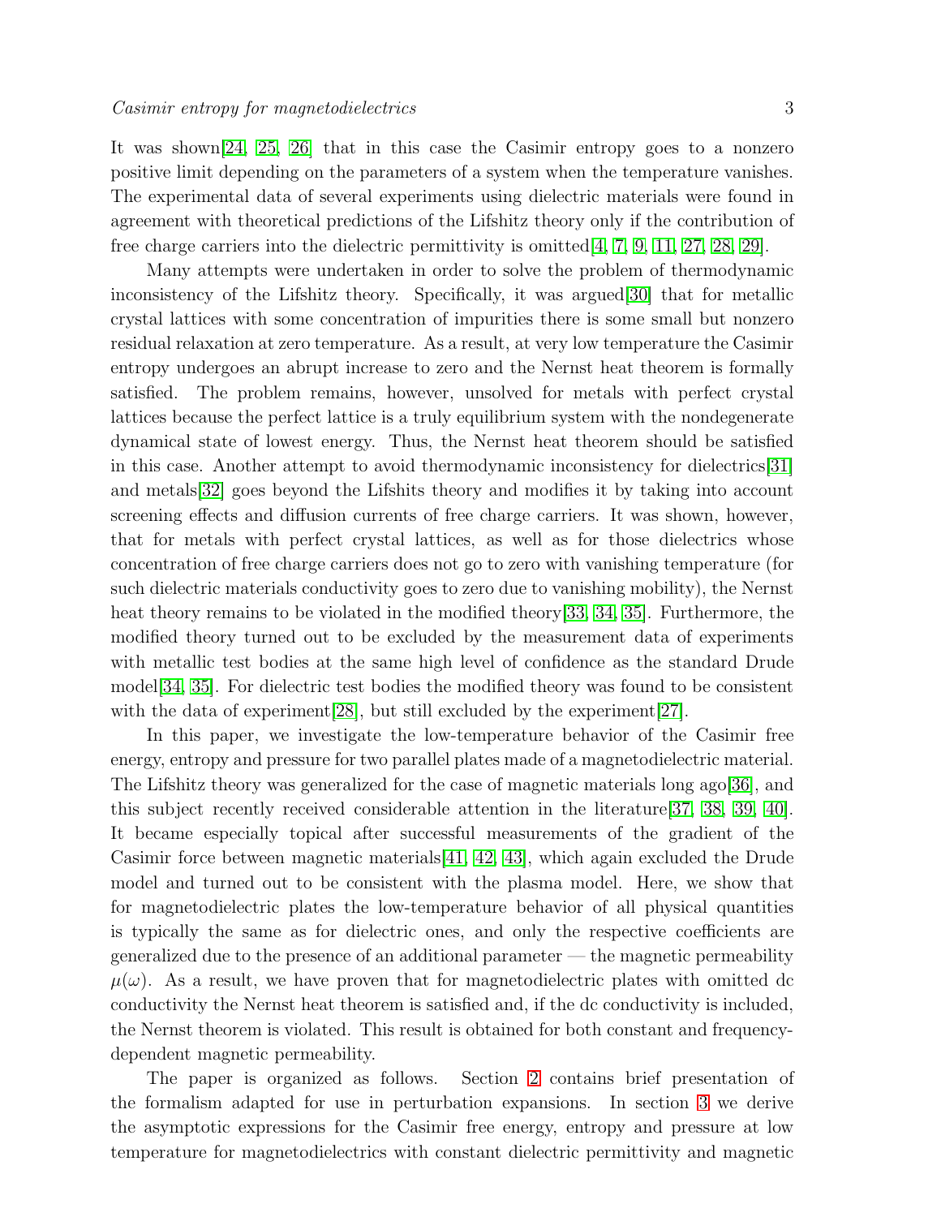It was shown[24, 25, 26] that in this case the Casimir entropy goes to a nonzero positive limit depending on the parameters of a system when the temperature vanishes. The experimental data of several experiments using dielectric materials were found in agreement with theoretical predictions of the Lifshitz theory only if the contribution of free charge carriers into the dielectric permittivity is omitted[4, 7, 9, 11, 27, 28, 29].

Many attempts were undertaken in order to solve the problem of thermodynamic inconsistency of the Lifshitz theory. Specifically, it was argued[30] that for metallic crystal lattices with some concentration of impurities there is some small but nonzero residual relaxation at zero temperature. As a result, at very low temperature the Casimir entropy undergoes an abrupt increase to zero and the Nernst heat theorem is formally satisfied. The problem remains, however, unsolved for metals with perfect crystal lattices because the perfect lattice is a truly equilibrium system with the nondegenerate dynamical state of lowest energy. Thus, the Nernst heat theorem should be satisfied in this case. Another attempt to avoid thermodynamic inconsistency for dielectrics[31] and metals[32] goes beyond the Lifshits theory and modifies it by taking into account screening effects and diffusion currents of free charge carriers. It was shown, however, that for metals with perfect crystal lattices, as well as for those dielectrics whose concentration of free charge carriers does not go to zero with vanishing temperature (for such dielectric materials conductivity goes to zero due to vanishing mobility), the Nernst heat theory remains to be violated in the modified theory[33, 34, 35]. Furthermore, the modified theory turned out to be excluded by the measurement data of experiments with metallic test bodies at the same high level of confidence as the standard Drude model[34, 35]. For dielectric test bodies the modified theory was found to be consistent with the data of experiment[28], but still excluded by the experiment[27].

In this paper, we investigate the low-temperature behavior of the Casimir free energy, entropy and pressure for two parallel plates made of a magnetodielectric material. The Lifshitz theory was generalized for the case of magnetic materials long ago[36], and this subject recently received considerable attention in the literature[37, 38, 39, 40]. It became especially topical after successful measurements of the gradient of the Casimir force between magnetic materials[41, 42, 43], which again excluded the Drude model and turned out to be consistent with the plasma model. Here, we show that for magnetodielectric plates the low-temperature behavior of all physical quantities is typically the same as for dielectric ones, and only the respective coefficients are generalized due to the presence of an additional parameter — the magnetic permeability $\mu(\omega)$. As a result, we have proven that for magnetodielectric plates with omitted dc conductivity the Nernst heat theorem is satisfied and, if the dc conductivity is included, the Nernst theorem is violated. This result is obtained for both constant and frequency-dependent magnetic permeability.

The paper is organized as follows. Section 2 contains brief presentation of the formalism adapted for use in perturbation expansions. In section 3 we derive the asymptotic expressions for the Casimir free energy, entropy and pressure at low temperature for magnetodielectrics with constant dielectric permittivity and magnetic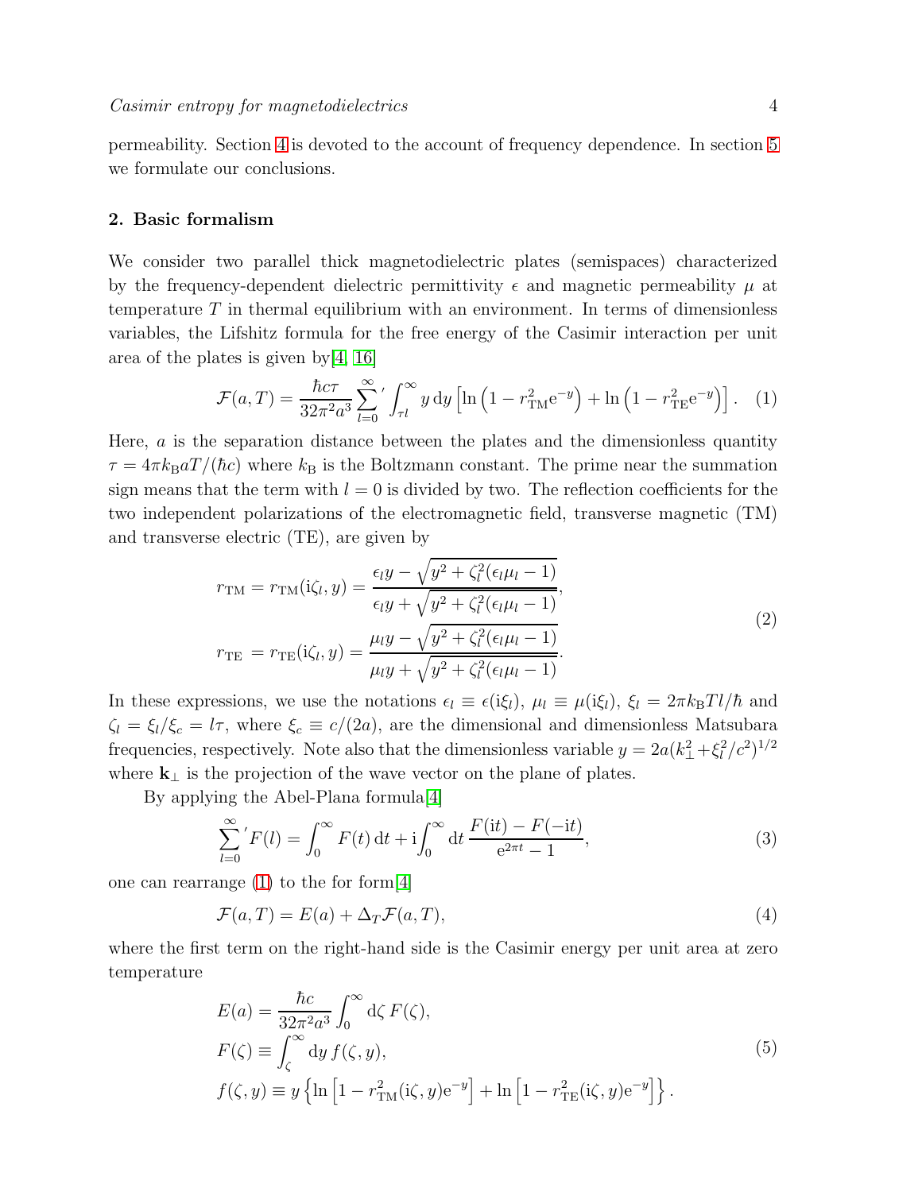permeability. Section 4 is devoted to the account of frequency dependence. In section 5 we formulate our conclusions.

## 2. Basic formalism

We consider two parallel thick magnetodielectric plates (semispaces) characterized by the frequency-dependent dielectric permittivity $\epsilon$ and magnetic permeability $\mu$ at temperature $T$ in thermal equilibrium with an environment. In terms of dimensionless variables, the Lifshitz formula for the free energy of the Casimir interaction per unit area of the plates is given by[4, 16]

$$\mathcal{F}(a,T) = \frac{\hbar c \tau}{32\pi^2 a^3} {\sum_{l=0}^{\infty}}{}' \int_{\tau l}^{\infty} y\,\mathrm{d}y \left[\ln\left(1 - r_{\mathrm{TM}}^2 \mathrm{e}^{-y}\right) + \ln\left(1 - r_{\mathrm{TE}}^2 \mathrm{e}^{-y}\right)\right]. \quad (1)$$

Here, $a$ is the separation distance between the plates and the dimensionless quantity $\tau = 4\pi k_{\mathrm{B}} a T/(\hbar c)$ where $k_{\mathrm{B}}$ is the Boltzmann constant. The prime near the summation sign means that the term with $l = 0$ is divided by two. The reflection coefficients for the two independent polarizations of the electromagnetic field, transverse magnetic (TM) and transverse electric (TE), are given by

$$\begin{aligned}
r_{\mathrm{TM}} = r_{\mathrm{TM}}(\mathrm{i}\zeta_l, y) &= \frac{\epsilon_l y - \sqrt{y^2 + \zeta_l^2(\epsilon_l \mu_l - 1)}}{\epsilon_l y + \sqrt{y^2 + \zeta_l^2(\epsilon_l \mu_l - 1)}}, \\
r_{\mathrm{TE}} = r_{\mathrm{TE}}(\mathrm{i}\zeta_l, y) &= \frac{\mu_l y - \sqrt{y^2 + \zeta_l^2(\epsilon_l \mu_l - 1)}}{\mu_l y + \sqrt{y^2 + \zeta_l^2(\epsilon_l \mu_l - 1)}}.
\end{aligned} \quad (2)$$

In these expressions, we use the notations $\epsilon_l \equiv \epsilon(\mathrm{i}\xi_l)$, $\mu_l \equiv \mu(\mathrm{i}\xi_l)$, $\xi_l = 2\pi k_{\mathrm{B}} T l/\hbar$ and $\zeta_l = \xi_l/\xi_c = l\tau$, where $\xi_c \equiv c/(2a)$, are the dimensional and dimensionless Matsubara frequencies, respectively. Note also that the dimensionless variable $y = 2a(k_\perp^2 + \xi_l^2/c^2)^{1/2}$ where $\mathbf{k}_\perp$ is the projection of the wave vector on the plane of plates.

By applying the Abel-Plana formula[4]

$$ {\sum_{l=0}^{\infty}}{}' F(l) = \int_0^{\infty} F(t)\,\mathrm{d}t + \mathrm{i}\int_0^{\infty} \mathrm{d}t\,\frac{F(\mathrm{i}t) - F(-\mathrm{i}t)}{\mathrm{e}^{2\pi t} - 1}, \quad (3)$$

one can rearrange (1) to the for form[4]

$$\mathcal{F}(a,T) = E(a) + \Delta_T \mathcal{F}(a,T), \quad (4)$$

where the first term on the right-hand side is the Casimir energy per unit area at zero temperature

$$\begin{aligned}
E(a) &= \frac{\hbar c}{32\pi^2 a^3} \int_0^{\infty} \mathrm{d}\zeta\, F(\zeta), \\
F(\zeta) &\equiv \int_{\zeta}^{\infty} \mathrm{d}y\, f(\zeta, y), \\
f(\zeta, y) &\equiv y\left\{\ln\left[1 - r_{\mathrm{TM}}^2(\mathrm{i}\zeta, y)\mathrm{e}^{-y}\right] + \ln\left[1 - r_{\mathrm{TE}}^2(\mathrm{i}\zeta, y)\mathrm{e}^{-y}\right]\right\}.
\end{aligned} \quad (5)$$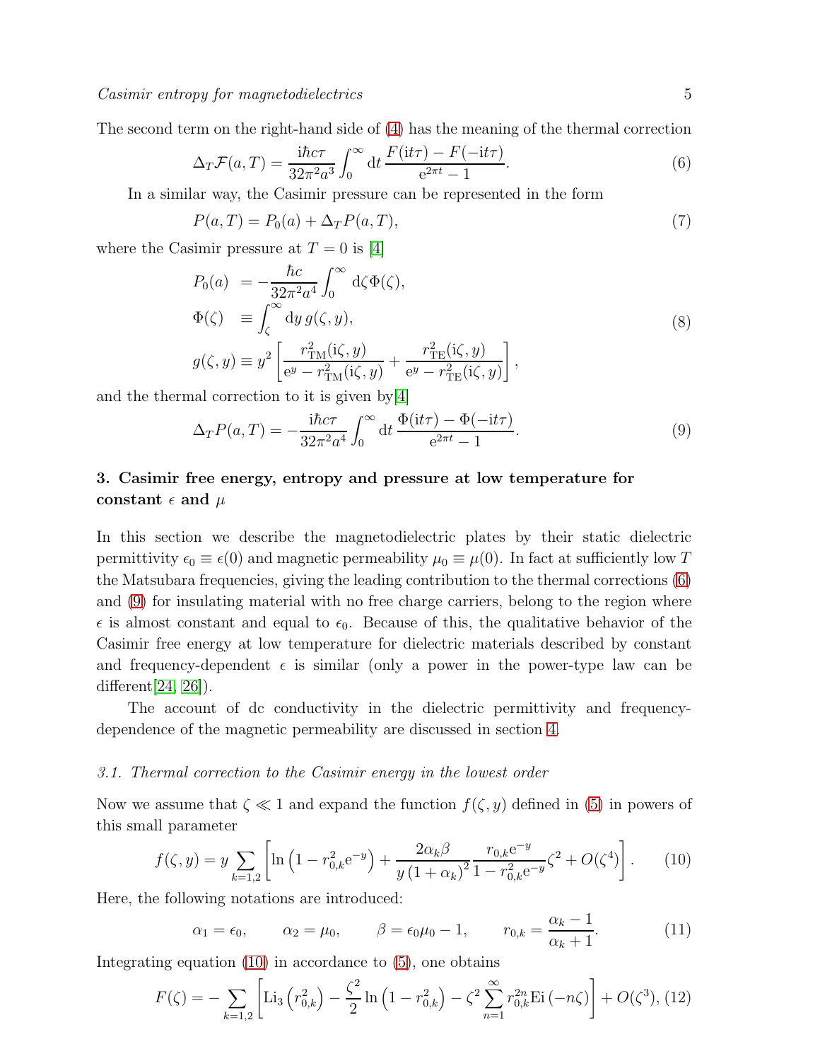The second term on the right-hand side of (4) has the meaning of the thermal correction

$$\Delta_T \mathcal{F}(a,T) = \frac{\mathrm{i}\hbar c\tau}{32\pi^2 a^3}\int_0^\infty \mathrm{d}t\,\frac{F(\mathrm{i}t\tau)-F(-\mathrm{i}t\tau)}{\mathrm{e}^{2\pi t}-1}. \tag{6}$$

In a similar way, the Casimir pressure can be represented in the form

$$P(a,T) = P_0(a) + \Delta_T P(a,T), \tag{7}$$

where the Casimir pressure at $T=0$ is [4]

$$\begin{aligned}
P_0(a) &= -\frac{\hbar c}{32\pi^2 a^4}\int_0^\infty \mathrm{d}\zeta\,\Phi(\zeta),\\
\Phi(\zeta) &\equiv \int_\zeta^\infty \mathrm{d}y\, g(\zeta,y),\\
g(\zeta,y) &\equiv y^2\left[\frac{r_{\mathrm{TM}}^2(\mathrm{i}\zeta,y)}{\mathrm{e}^y - r_{\mathrm{TM}}^2(\mathrm{i}\zeta,y)} + \frac{r_{\mathrm{TE}}^2(\mathrm{i}\zeta,y)}{\mathrm{e}^y - r_{\mathrm{TE}}^2(\mathrm{i}\zeta,y)}\right],
\end{aligned} \tag{8}$$

and the thermal correction to it is given by[4]

$$\Delta_T P(a,T) = -\frac{\mathrm{i}\hbar c\tau}{32\pi^2 a^4}\int_0^\infty \mathrm{d}t\,\frac{\Phi(\mathrm{i}t\tau)-\Phi(-\mathrm{i}t\tau)}{\mathrm{e}^{2\pi t}-1}. \tag{9}$$

## 3. Casimir free energy, entropy and pressure at low temperature for constant $\epsilon$ and $\mu$

In this section we describe the magnetodielectric plates by their static dielectric permittivity $\epsilon_0 \equiv \epsilon(0)$ and magnetic permeability $\mu_0 \equiv \mu(0)$. In fact at sufficiently low $T$ the Matsubara frequencies, giving the leading contribution to the thermal corrections (6) and (9) for insulating material with no free charge carriers, belong to the region where $\epsilon$ is almost constant and equal to $\epsilon_0$. Because of this, the qualitative behavior of the Casimir free energy at low temperature for dielectric materials described by constant and frequency-dependent $\epsilon$ is similar (only a power in the power-type law can be different[24, 26]).

The account of dc conductivity in the dielectric permittivity and frequency-dependence of the magnetic permeability are discussed in section 4.

### *3.1. Thermal correction to the Casimir energy in the lowest order*

Now we assume that $\zeta \ll 1$ and expand the function $f(\zeta,y)$ defined in (5) in powers of this small parameter

$$f(\zeta,y) = y\sum_{k=1,2}\left[\ln\left(1-r_{0,k}^2\mathrm{e}^{-y}\right) + \frac{2\alpha_k\beta}{y\left(1+\alpha_k\right)^2}\frac{r_{0,k}\mathrm{e}^{-y}}{1-r_{0,k}^2\mathrm{e}^{-y}}\zeta^2 + O(\zeta^4)\right]. \tag{10}$$

Here, the following notations are introduced:

$$\alpha_1 = \epsilon_0, \qquad \alpha_2 = \mu_0, \qquad \beta = \epsilon_0\mu_0 - 1, \qquad r_{0,k} = \frac{\alpha_k - 1}{\alpha_k + 1}. \tag{11}$$

Integrating equation (10) in accordance to (5), one obtains

$$F(\zeta) = -\sum_{k=1,2}\left[\mathrm{Li}_3\left(r_{0,k}^2\right) - \frac{\zeta^2}{2}\ln\left(1-r_{0,k}^2\right) - \zeta^2\sum_{n=1}^\infty r_{0,k}^{2n}\mathrm{Ei}\left(-n\zeta\right)\right] + O(\zeta^3), \tag{12}$$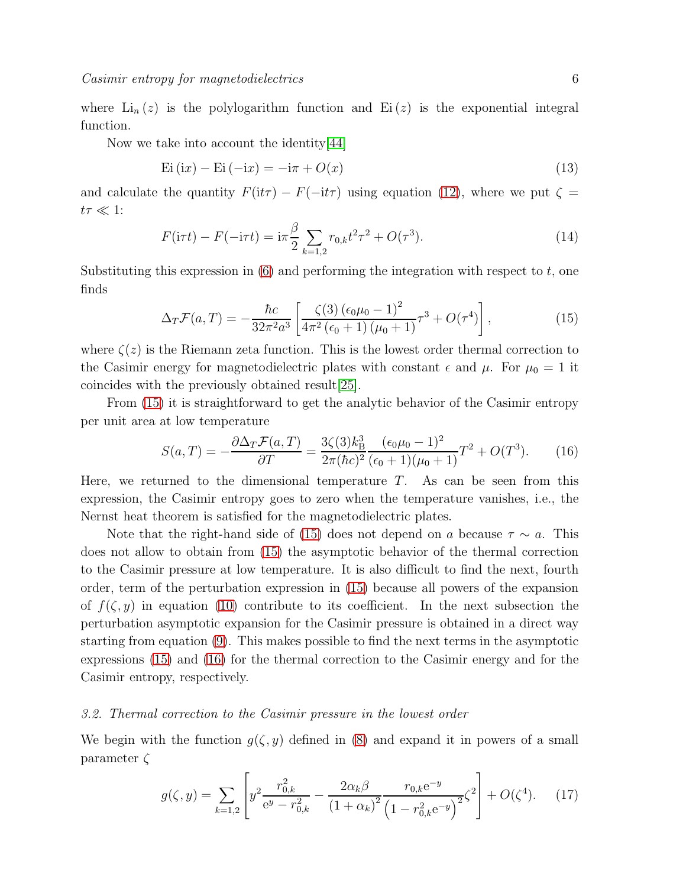where $\mathrm{Li}_n(z)$ is the polylogarithm function and $\mathrm{Ei}(z)$ is the exponential integral function.

Now we take into account the identity[44]

$$\mathrm{Ei}(\mathrm{i}x) - \mathrm{Ei}(-\mathrm{i}x) = -\mathrm{i}\pi + O(x) \tag{13}$$

and calculate the quantity $F(\mathrm{i}t\tau) - F(-\mathrm{i}t\tau)$ using equation (12), where we put $\zeta = t\tau \ll 1$:

$$F(\mathrm{i}\tau t) - F(-\mathrm{i}\tau t) = \mathrm{i}\pi\frac{\beta}{2}\sum_{k=1,2} r_{0,k}t^2\tau^2 + O(\tau^3). \tag{14}$$

Substituting this expression in (6) and performing the integration with respect to $t$, one finds

$$\Delta_T\mathcal{F}(a,T) = -\frac{\hbar c}{32\pi^2 a^3}\left[\frac{\zeta(3)\left(\epsilon_0\mu_0 - 1\right)^2}{4\pi^2\left(\epsilon_0+1\right)\left(\mu_0+1\right)}\tau^3 + O(\tau^4)\right], \tag{15}$$

where $\zeta(z)$ is the Riemann zeta function. This is the lowest order thermal correction to the Casimir energy for magnetodielectric plates with constant $\epsilon$ and $\mu$. For $\mu_0 = 1$ it coincides with the previously obtained result[25].

From (15) it is straightforward to get the analytic behavior of the Casimir entropy per unit area at low temperature

$$S(a,T) = -\frac{\partial\Delta_T\mathcal{F}(a,T)}{\partial T} = \frac{3\zeta(3)k_\mathrm{B}^3}{2\pi(\hbar c)^2}\frac{(\epsilon_0\mu_0-1)^2}{(\epsilon_0+1)(\mu_0+1)}T^2 + O(T^3). \tag{16}$$

Here, we returned to the dimensional temperature $T$. As can be seen from this expression, the Casimir entropy goes to zero when the temperature vanishes, i.e., the Nernst heat theorem is satisfied for the magnetodielectric plates.

Note that the right-hand side of (15) does not depend on $a$ because $\tau \sim a$. This does not allow to obtain from (15) the asymptotic behavior of the thermal correction to the Casimir pressure at low temperature. It is also difficult to find the next, fourth order, term of the perturbation expression in (15) because all powers of the expansion of $f(\zeta, y)$ in equation (10) contribute to its coefficient. In the next subsection the perturbation asymptotic expansion for the Casimir pressure is obtained in a direct way starting from equation (9). This makes possible to find the next terms in the asymptotic expressions (15) and (16) for the thermal correction to the Casimir energy and for the Casimir entropy, respectively.

### *3.2. Thermal correction to the Casimir pressure in the lowest order*

We begin with the function $g(\zeta, y)$ defined in (8) and expand it in powers of a small parameter $\zeta$

$$g(\zeta,y) = \sum_{k=1,2}\left[y^2\frac{r_{0,k}^2}{\mathrm{e}^y - r_{0,k}^2} - \frac{2\alpha_k\beta}{\left(1+\alpha_k\right)^2}\frac{r_{0,k}\mathrm{e}^{-y}}{\left(1-r_{0,k}^2\mathrm{e}^{-y}\right)^2}\zeta^2\right] + O(\zeta^4). \tag{17}$$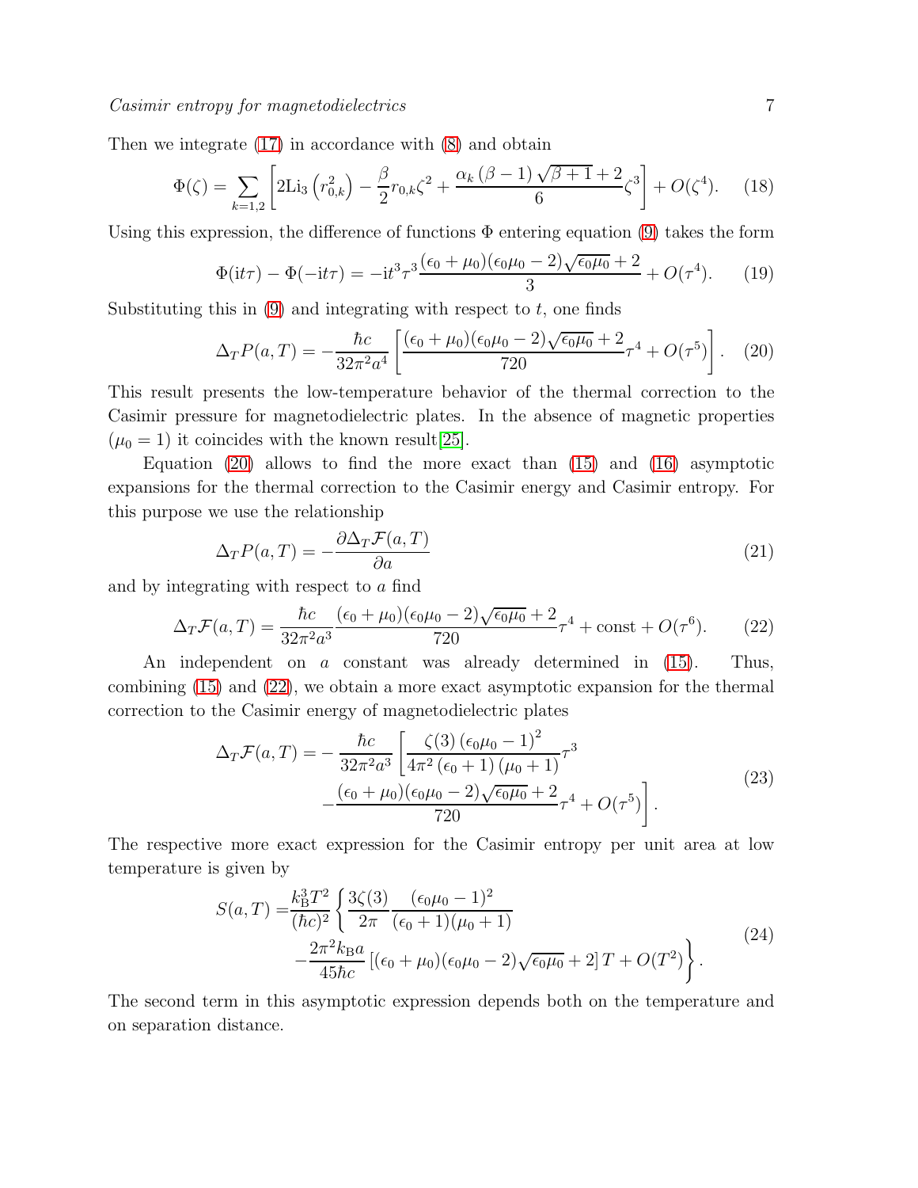Then we integrate (17) in accordance with (8) and obtain

$$\Phi(\zeta) = \sum_{k=1,2}\left[2\mathrm{Li}_3\left(r_{0,k}^2\right) - \frac{\beta}{2}r_{0,k}\zeta^2 + \frac{\alpha_k\left(\beta-1\right)\sqrt{\beta+1}+2}{6}\zeta^3\right] + O(\zeta^4). \tag{18}$$

Using this expression, the difference of functions $\Phi$ entering equation (9) takes the form

$$\Phi(\mathrm{i}t\tau) - \Phi(-\mathrm{i}t\tau) = -\mathrm{i}t^3\tau^3\frac{(\epsilon_0+\mu_0)(\epsilon_0\mu_0-2)\sqrt{\epsilon_0\mu_0}+2}{3} + O(\tau^4). \tag{19}$$

Substituting this in (9) and integrating with respect to $t$, one finds

$$\Delta_T P(a,T) = -\frac{\hbar c}{32\pi^2 a^4}\left[\frac{(\epsilon_0+\mu_0)(\epsilon_0\mu_0-2)\sqrt{\epsilon_0\mu_0}+2}{720}\tau^4 + O(\tau^5)\right]. \tag{20}$$

This result presents the low-temperature behavior of the thermal correction to the Casimir pressure for magnetodielectric plates. In the absence of magnetic properties ($\mu_0 = 1$) it coincides with the known result[25].

Equation (20) allows to find the more exact than (15) and (16) asymptotic expansions for the thermal correction to the Casimir energy and Casimir entropy. For this purpose we use the relationship

$$\Delta_T P(a,T) = -\frac{\partial \Delta_T \mathcal{F}(a,T)}{\partial a} \tag{21}$$

and by integrating with respect to $a$ find

$$\Delta_T \mathcal{F}(a,T) = \frac{\hbar c}{32\pi^2 a^3}\frac{(\epsilon_0+\mu_0)(\epsilon_0\mu_0-2)\sqrt{\epsilon_0\mu_0}+2}{720}\tau^4 + \mathrm{const} + O(\tau^6). \tag{22}$$

An independent on $a$ constant was already determined in (15). Thus, combining (15) and (22), we obtain a more exact asymptotic expansion for the thermal correction to the Casimir energy of magnetodielectric plates

$$\begin{aligned}\Delta_T \mathcal{F}(a,T) = &-\frac{\hbar c}{32\pi^2 a^3}\left[\frac{\zeta(3)\left(\epsilon_0\mu_0-1\right)^2}{4\pi^2\left(\epsilon_0+1\right)\left(\mu_0+1\right)}\tau^3\right.\\ &\left.-\frac{(\epsilon_0+\mu_0)(\epsilon_0\mu_0-2)\sqrt{\epsilon_0\mu_0}+2}{720}\tau^4 + O(\tau^5)\right].\end{aligned} \tag{23}$$

The respective more exact expression for the Casimir entropy per unit area at low temperature is given by

$$\begin{aligned}S(a,T) = &\frac{k_B^3 T^2}{(\hbar c)^2}\left\{\frac{3\zeta(3)}{2\pi}\frac{(\epsilon_0\mu_0-1)^2}{(\epsilon_0+1)(\mu_0+1)}\right.\\ &\left.-\frac{2\pi^2 k_B a}{45\hbar c}\left[(\epsilon_0+\mu_0)(\epsilon_0\mu_0-2)\sqrt{\epsilon_0\mu_0}+2\right]T + O(T^2)\right\}.\end{aligned} \tag{24}$$

The second term in this asymptotic expression depends both on the temperature and on separation distance.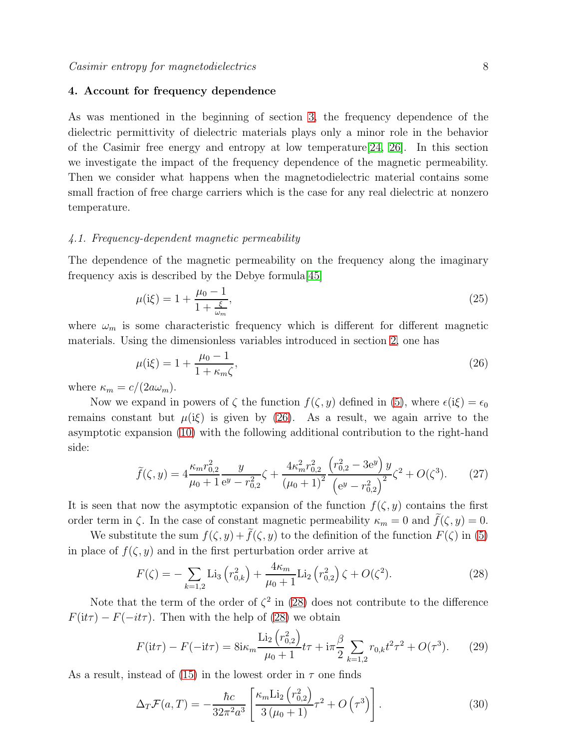## 4. Account for frequency dependence

As was mentioned in the beginning of section 3, the frequency dependence of the dielectric permittivity of dielectric materials plays only a minor role in the behavior of the Casimir free energy and entropy at low temperature[24, 26]. In this section we investigate the impact of the frequency dependence of the magnetic permeability. Then we consider what happens when the magnetodielectric material contains some small fraction of free charge carriers which is the case for any real dielectric at nonzero temperature.

### *4.1. Frequency-dependent magnetic permeability*

The dependence of the magnetic permeability on the frequency along the imaginary frequency axis is described by the Debye formula[45]

$$\mu(\mathrm{i}\xi) = 1 + \frac{\mu_0 - 1}{1 + \frac{\xi}{\omega_m}}, \tag{25}$$

where $\omega_m$ is some characteristic frequency which is different for different magnetic materials. Using the dimensionless variables introduced in section 2, one has

$$\mu(\mathrm{i}\xi) = 1 + \frac{\mu_0 - 1}{1 + \kappa_m \zeta}, \tag{26}$$

where $\kappa_m = c/(2a\omega_m)$.

Now we expand in powers of $\zeta$ the function $f(\zeta, y)$ defined in (5), where $\epsilon(\mathrm{i}\xi) = \epsilon_0$ remains constant but $\mu(\mathrm{i}\xi)$ is given by (26). As a result, we again arrive to the asymptotic expansion (10) with the following additional contribution to the right-hand side:

$$\widetilde{f}(\zeta, y) = 4\frac{\kappa_m r_{0,2}^2}{\mu_0 + 1}\frac{y}{\mathrm{e}^y - r_{0,2}^2}\zeta + \frac{4\kappa_m^2 r_{0,2}^2}{(\mu_0 + 1)^2}\frac{\left(r_{0,2}^2 - 3\mathrm{e}^y\right)y}{\left(\mathrm{e}^y - r_{0,2}^2\right)^2}\zeta^2 + O(\zeta^3). \tag{27}$$

It is seen that now the asymptotic expansion of the function $f(\zeta, y)$ contains the first order term in $\zeta$. In the case of constant magnetic permeability $\kappa_m = 0$ and $\widetilde{f}(\zeta, y) = 0$.

We substitute the sum $f(\zeta, y) + \widetilde{f}(\zeta, y)$ to the definition of the function $F(\zeta)$ in (5) in place of $f(\zeta, y)$ and in the first perturbation order arrive at

$$F(\zeta) = -\sum_{k=1,2}\mathrm{Li}_3\left(r_{0,k}^2\right) + \frac{4\kappa_m}{\mu_0 + 1}\mathrm{Li}_2\left(r_{0,2}^2\right)\zeta + O(\zeta^2). \tag{28}$$

Note that the term of the order of $\zeta^2$ in (28) does not contribute to the difference $F(\mathrm{i}t\tau) - F(-it\tau)$. Then with the help of (28) we obtain

$$F(\mathrm{i}t\tau) - F(-\mathrm{i}t\tau) = 8\mathrm{i}\kappa_m\frac{\mathrm{Li}_2\left(r_{0,2}^2\right)}{\mu_0 + 1}t\tau + \mathrm{i}\pi\frac{\beta}{2}\sum_{k=1,2} r_{0,k}t^2\tau^2 + O(\tau^3). \tag{29}$$

As a result, instead of (15) in the lowest order in $\tau$ one finds

$$\Delta_T\mathcal{F}(a, T) = -\frac{\hbar c}{32\pi^2 a^3}\left[\frac{\kappa_m \mathrm{Li}_2\left(r_{0,2}^2\right)}{3\left(\mu_0 + 1\right)}\tau^2 + O\left(\tau^3\right)\right]. \tag{30}$$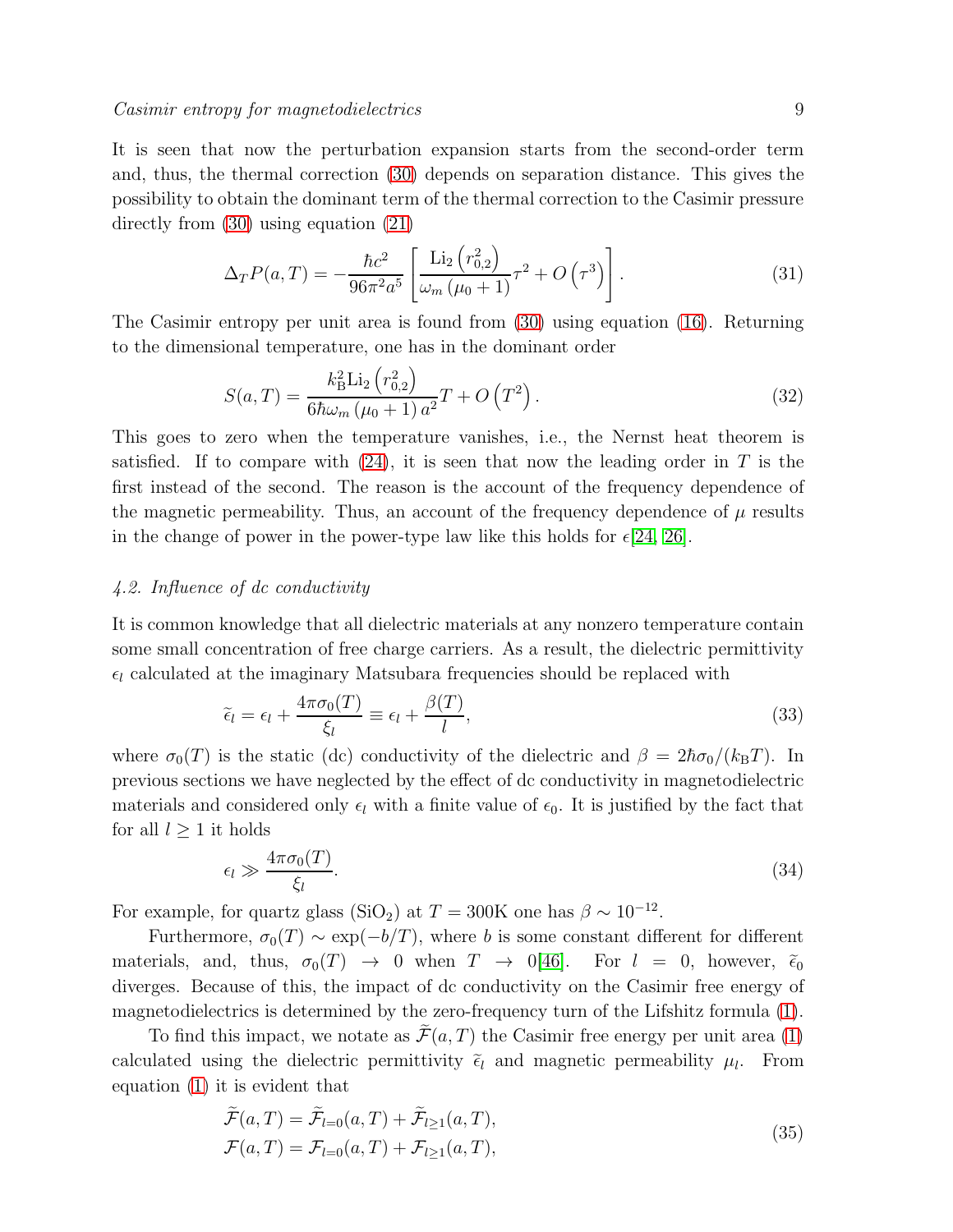It is seen that now the perturbation expansion starts from the second-order term and, thus, the thermal correction (30) depends on separation distance. This gives the possibility to obtain the dominant term of the thermal correction to the Casimir pressure directly from (30) using equation (21)

$$\Delta_T P(a,T) = -\frac{\hbar c^2}{96\pi^2 a^5}\left[\frac{\mathrm{Li}_2\left(r_{0,2}^2\right)}{\omega_m\left(\mu_0+1\right)}\tau^2 + O\left(\tau^3\right)\right]. \tag{31}$$

The Casimir entropy per unit area is found from (30) using equation (16). Returning to the dimensional temperature, one has in the dominant order

$$S(a,T) = \frac{k_{\mathrm{B}}^2 \mathrm{Li}_2\left(r_{0,2}^2\right)}{6\hbar\omega_m\left(\mu_0+1\right)a^2}T + O\left(T^2\right). \tag{32}$$

This goes to zero when the temperature vanishes, i.e., the Nernst heat theorem is satisfied. If to compare with (24), it is seen that now the leading order in $T$ is the first instead of the second. The reason is the account of the frequency dependence of the magnetic permeability. Thus, an account of the frequency dependence of $\mu$ results in the change of power in the power-type law like this holds for $\epsilon$[24, 26].

### 4.2. Influence of dc conductivity

It is common knowledge that all dielectric materials at any nonzero temperature contain some small concentration of free charge carriers. As a result, the dielectric permittivity $\epsilon_l$ calculated at the imaginary Matsubara frequencies should be replaced with

$$\widetilde{\epsilon}_l = \epsilon_l + \frac{4\pi\sigma_0(T)}{\xi_l} \equiv \epsilon_l + \frac{\beta(T)}{l}, \tag{33}$$

where $\sigma_0(T)$ is the static (dc) conductivity of the dielectric and $\beta = 2\hbar\sigma_0/(k_{\mathrm{B}}T)$. In previous sections we have neglected by the effect of dc conductivity in magnetodielectric materials and considered only $\epsilon_l$ with a finite value of $\epsilon_0$. It is justified by the fact that for all $l \geq 1$ it holds

$$\epsilon_l \gg \frac{4\pi\sigma_0(T)}{\xi_l}. \tag{34}$$

For example, for quartz glass ($SiO_2$) at $T = 300$K one has $\beta \sim 10^{-12}$.

Furthermore, $\sigma_0(T) \sim \exp(-b/T)$, where $b$ is some constant different for different materials, and, thus, $\sigma_0(T) \to 0$ when $T \to 0$[46]. For $l = 0$, however, $\widetilde{\epsilon}_0$ diverges. Because of this, the impact of dc conductivity on the Casimir free energy of magnetodielectrics is determined by the zero-frequency turn of the Lifshitz formula (1).

To find this impact, we notate as $\widetilde{\mathcal{F}}(a,T)$ the Casimir free energy per unit area (1) calculated using the dielectric permittivity $\widetilde{\epsilon}_l$ and magnetic permeability $\mu_l$. From equation (1) it is evident that

$$\begin{aligned}
\widetilde{\mathcal{F}}(a,T) &= \widetilde{\mathcal{F}}_{l=0}(a,T) + \widetilde{\mathcal{F}}_{l\geq 1}(a,T), \\
\mathcal{F}(a,T) &= \mathcal{F}_{l=0}(a,T) + \mathcal{F}_{l\geq 1}(a,T),
\end{aligned} \tag{35}$$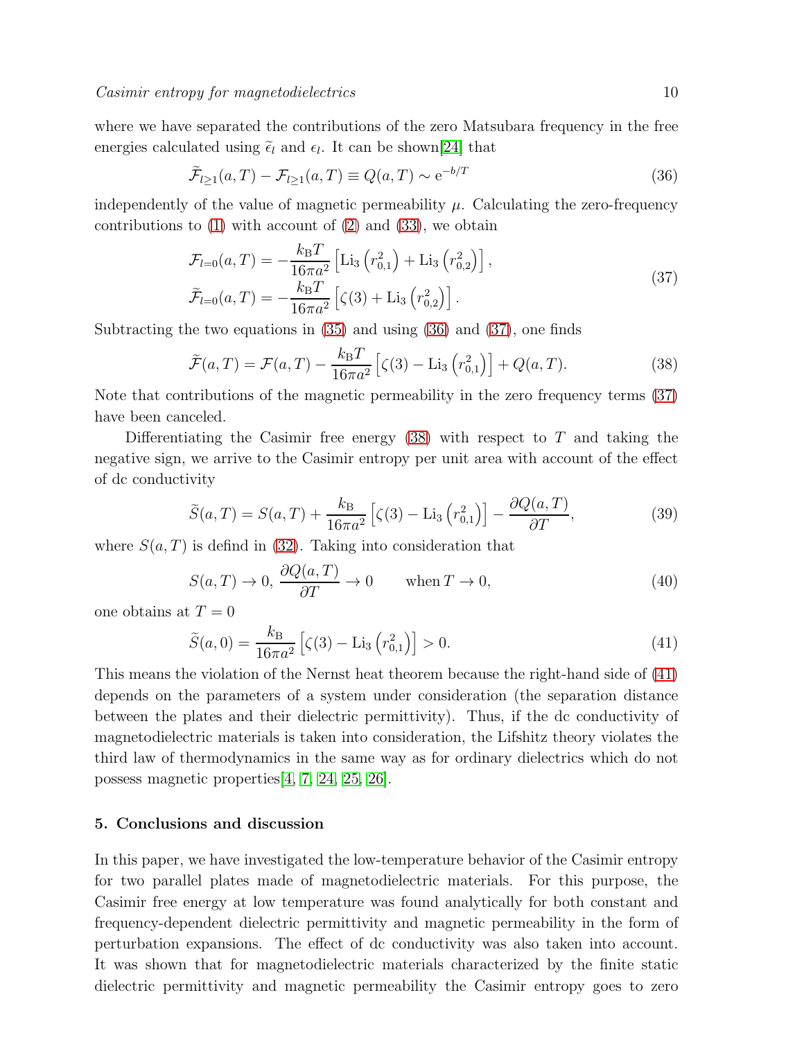where we have separated the contributions of the zero Matsubara frequency in the free energies calculated using $\widetilde{\epsilon}_l$ and $\epsilon_l$. It can be shown[24] that

$$\widetilde{\mathcal{F}}_{l\geq 1}(a,T) - \mathcal{F}_{l\geq 1}(a,T) \equiv Q(a,T) \sim \mathrm{e}^{-b/T} \tag{36}$$

independently of the value of magnetic permeability $\mu$. Calculating the zero-frequency contributions to (1) with account of (2) and (33), we obtain

$$\begin{aligned}
\mathcal{F}_{l=0}(a,T) &= -\frac{k_{\mathrm{B}}T}{16\pi a^2}\left[\mathrm{Li}_3\left(r_{0,1}^2\right) + \mathrm{Li}_3\left(r_{0,2}^2\right)\right], \\
\widetilde{\mathcal{F}}_{l=0}(a,T) &= -\frac{k_{\mathrm{B}}T}{16\pi a^2}\left[\zeta(3) + \mathrm{Li}_3\left(r_{0,2}^2\right)\right].
\end{aligned} \tag{37}$$

Subtracting the two equations in (35) and using (36) and (37), one finds

$$\widetilde{\mathcal{F}}(a,T) = \mathcal{F}(a,T) - \frac{k_{\mathrm{B}}T}{16\pi a^2}\left[\zeta(3) - \mathrm{Li}_3\left(r_{0,1}^2\right)\right] + Q(a,T). \tag{38}$$

Note that contributions of the magnetic permeability in the zero frequency terms (37) have been canceled.

Differentiating the Casimir free energy (38) with respect to $T$ and taking the negative sign, we arrive to the Casimir entropy per unit area with account of the effect of dc conductivity

$$\widetilde{S}(a,T) = S(a,T) + \frac{k_{\mathrm{B}}}{16\pi a^2}\left[\zeta(3) - \mathrm{Li}_3\left(r_{0,1}^2\right)\right] - \frac{\partial Q(a,T)}{\partial T}, \tag{39}$$

where $S(a,T)$ is defind in (32). Taking into consideration that

$$S(a,T) \to 0,\ \frac{\partial Q(a,T)}{\partial T} \to 0 \qquad \text{when } T \to 0, \tag{40}$$

one obtains at $T=0$

$$\widetilde{S}(a,0) = \frac{k_{\mathrm{B}}}{16\pi a^2}\left[\zeta(3) - \mathrm{Li}_3\left(r_{0,1}^2\right)\right] > 0. \tag{41}$$

This means the violation of the Nernst heat theorem because the right-hand side of (41) depends on the parameters of a system under consideration (the separation distance between the plates and their dielectric permittivity). Thus, if the dc conductivity of magnetodielectric materials is taken into consideration, the Lifshitz theory violates the third law of thermodynamics in the same way as for ordinary dielectrics which do not possess magnetic properties[4, 7, 24, 25, 26].

## 5. Conclusions and discussion

In this paper, we have investigated the low-temperature behavior of the Casimir entropy for two parallel plates made of magnetodielectric materials. For this purpose, the Casimir free energy at low temperature was found analytically for both constant and frequency-dependent dielectric permittivity and magnetic permeability in the form of perturbation expansions. The effect of dc conductivity was also taken into account. It was shown that for magnetodielectric materials characterized by the finite static dielectric permittivity and magnetic permeability the Casimir entropy goes to zero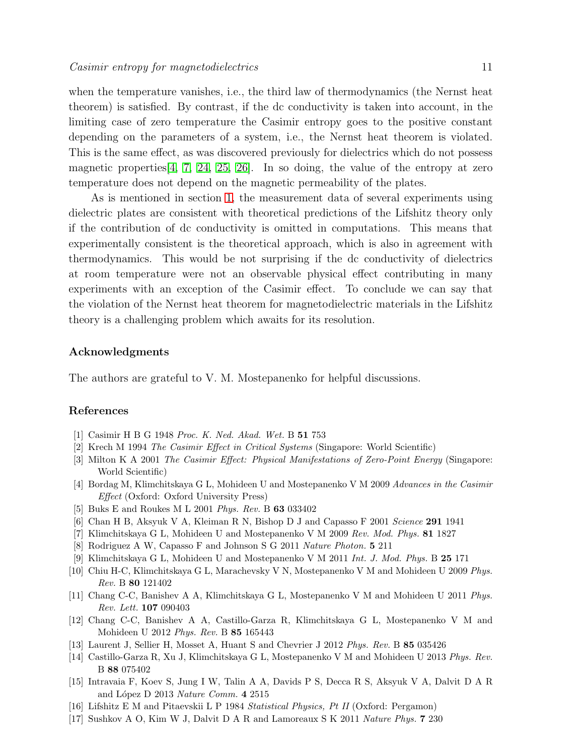when the temperature vanishes, i.e., the third law of thermodynamics (the Nernst heat theorem) is satisfied. By contrast, if the dc conductivity is taken into account, in the limiting case of zero temperature the Casimir entropy goes to the positive constant depending on the parameters of a system, i.e., the Nernst heat theorem is violated. This is the same effect, as was discovered previously for dielectrics which do not possess magnetic properties[4, 7, 24, 25, 26]. In so doing, the value of the entropy at zero temperature does not depend on the magnetic permeability of the plates.

As is mentioned in section 1, the measurement data of several experiments using dielectric plates are consistent with theoretical predictions of the Lifshitz theory only if the contribution of dc conductivity is omitted in computations. This means that experimentally consistent is the theoretical approach, which is also in agreement with thermodynamics. This would be not surprising if the dc conductivity of dielectrics at room temperature were not an observable physical effect contributing in many experiments with an exception of the Casimir effect. To conclude we can say that the violation of the Nernst heat theorem for magnetodielectric materials in the Lifshitz theory is a challenging problem which awaits for its resolution.

## Acknowledgments

The authors are grateful to V. M. Mostepanenko for helpful discussions.

## References

[1] Casimir H B G 1948 *Proc. K. Ned. Akad. Wet.* B **51** 753

[2] Krech M 1994 *The Casimir Effect in Critical Systems* (Singapore: World Scientific)

[3] Milton K A 2001 *The Casimir Effect: Physical Manifestations of Zero-Point Energy* (Singapore: World Scientific)

[4] Bordag M, Klimchitskaya G L, Mohideen U and Mostepanenko V M 2009 *Advances in the Casimir Effect* (Oxford: Oxford University Press)

[5] Buks E and Roukes M L 2001 *Phys. Rev.* B **63** 033402

[6] Chan H B, Aksyuk V A, Kleiman R N, Bishop D J and Capasso F 2001 *Science* **291** 1941

[7] Klimchitskaya G L, Mohideen U and Mostepanenko V M 2009 *Rev. Mod. Phys.* **81** 1827

[8] Rodriguez A W, Capasso F and Johnson S G 2011 *Nature Photon.* **5** 211

[9] Klimchitskaya G L, Mohideen U and Mostepanenko V M 2011 *Int. J. Mod. Phys.* B **25** 171

[10] Chiu H-C, Klimchitskaya G L, Marachevsky V N, Mostepanenko V M and Mohideen U 2009 *Phys. Rev.* B **80** 121402

[11] Chang C-C, Banishev A A, Klimchitskaya G L, Mostepanenko V M and Mohideen U 2011 *Phys. Rev. Lett.* **107** 090403

[12] Chang C-C, Banishev A A, Castillo-Garza R, Klimchitskaya G L, Mostepanenko V M and Mohideen U 2012 *Phys. Rev.* B **85** 165443

[13] Laurent J, Sellier H, Mosset A, Huant S and Chevrier J 2012 *Phys. Rev.* B **85** 035426

[14] Castillo-Garza R, Xu J, Klimchitskaya G L, Mostepanenko V M and Mohideen U 2013 *Phys. Rev.* B **88** 075402

[15] Intravaia F, Koev S, Jung I W, Talin A A, Davids P S, Decca R S, Aksyuk V A, Dalvit D A R and López D 2013 *Nature Comm.* **4** 2515

[16] Lifshitz E M and Pitaevskii L P 1984 *Statistical Physics, Pt II* (Oxford: Pergamon)

[17] Sushkov A O, Kim W J, Dalvit D A R and Lamoreaux S K 2011 *Nature Phys.* **7** 230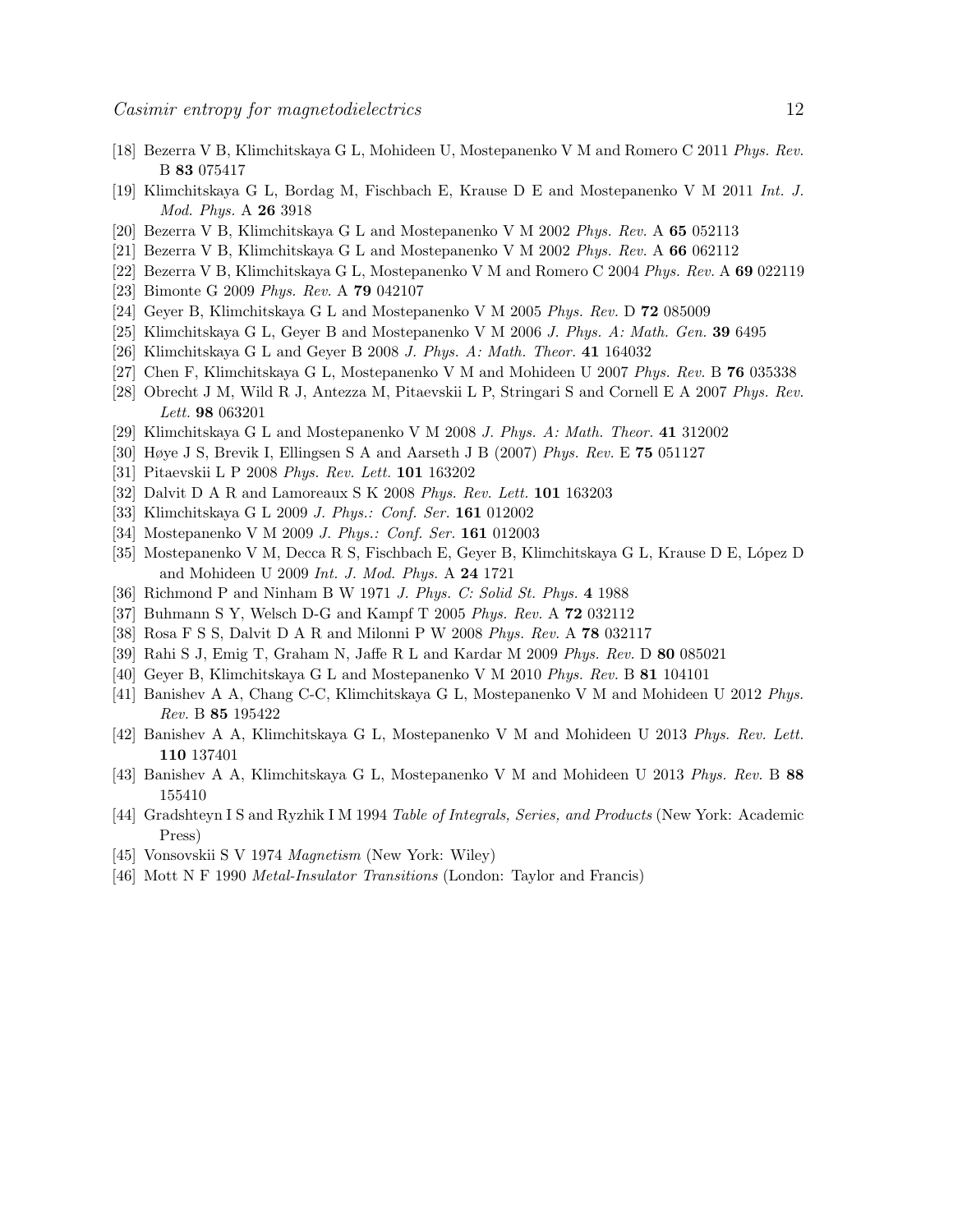[18] Bezerra V B, Klimchitskaya G L, Mohideen U, Mostepanenko V M and Romero C 2011 *Phys. Rev.* B **83** 075417

[19] Klimchitskaya G L, Bordag M, Fischbach E, Krause D E and Mostepanenko V M 2011 *Int. J. Mod. Phys.* A **26** 3918

[20] Bezerra V B, Klimchitskaya G L and Mostepanenko V M 2002 *Phys. Rev.* A **65** 052113

[21] Bezerra V B, Klimchitskaya G L and Mostepanenko V M 2002 *Phys. Rev.* A **66** 062112

[22] Bezerra V B, Klimchitskaya G L, Mostepanenko V M and Romero C 2004 *Phys. Rev.* A **69** 022119

[23] Bimonte G 2009 *Phys. Rev.* A **79** 042107

[24] Geyer B, Klimchitskaya G L and Mostepanenko V M 2005 *Phys. Rev.* D **72** 085009

[25] Klimchitskaya G L, Geyer B and Mostepanenko V M 2006 *J. Phys. A: Math. Gen.* **39** 6495

[26] Klimchitskaya G L and Geyer B 2008 *J. Phys. A: Math. Theor.* **41** 164032

[27] Chen F, Klimchitskaya G L, Mostepanenko V M and Mohideen U 2007 *Phys. Rev.* B **76** 035338

[28] Obrecht J M, Wild R J, Antezza M, Pitaevskii L P, Stringari S and Cornell E A 2007 *Phys. Rev. Lett.* **98** 063201

[29] Klimchitskaya G L and Mostepanenko V M 2008 *J. Phys. A: Math. Theor.* **41** 312002

[30] Høye J S, Brevik I, Ellingsen S A and Aarseth J B (2007) *Phys. Rev.* E **75** 051127

[31] Pitaevskii L P 2008 *Phys. Rev. Lett.* **101** 163202

[32] Dalvit D A R and Lamoreaux S K 2008 *Phys. Rev. Lett.* **101** 163203

[33] Klimchitskaya G L 2009 *J. Phys.: Conf. Ser.* **161** 012002

[34] Mostepanenko V M 2009 *J. Phys.: Conf. Ser.* **161** 012003

[35] Mostepanenko V M, Decca R S, Fischbach E, Geyer B, Klimchitskaya G L, Krause D E, López D and Mohideen U 2009 *Int. J. Mod. Phys.* A **24** 1721

[36] Richmond P and Ninham B W 1971 *J. Phys. C: Solid St. Phys.* **4** 1988

[37] Buhmann S Y, Welsch D-G and Kampf T 2005 *Phys. Rev.* A **72** 032112

[38] Rosa F S S, Dalvit D A R and Milonni P W 2008 *Phys. Rev.* A **78** 032117

[39] Rahi S J, Emig T, Graham N, Jaffe R L and Kardar M 2009 *Phys. Rev.* D **80** 085021

[40] Geyer B, Klimchitskaya G L and Mostepanenko V M 2010 *Phys. Rev.* B **81** 104101

[41] Banishev A A, Chang C-C, Klimchitskaya G L, Mostepanenko V M and Mohideen U 2012 *Phys. Rev.* B **85** 195422

[42] Banishev A A, Klimchitskaya G L, Mostepanenko V M and Mohideen U 2013 *Phys. Rev. Lett.* **110** 137401

[43] Banishev A A, Klimchitskaya G L, Mostepanenko V M and Mohideen U 2013 *Phys. Rev.* B **88** 155410

[44] Gradshteyn I S and Ryzhik I M 1994 *Table of Integrals, Series, and Products* (New York: Academic Press)

[45] Vonsovskii S V 1974 *Magnetism* (New York: Wiley)

[46] Mott N F 1990 *Metal-Insulator Transitions* (London: Taylor and Francis)